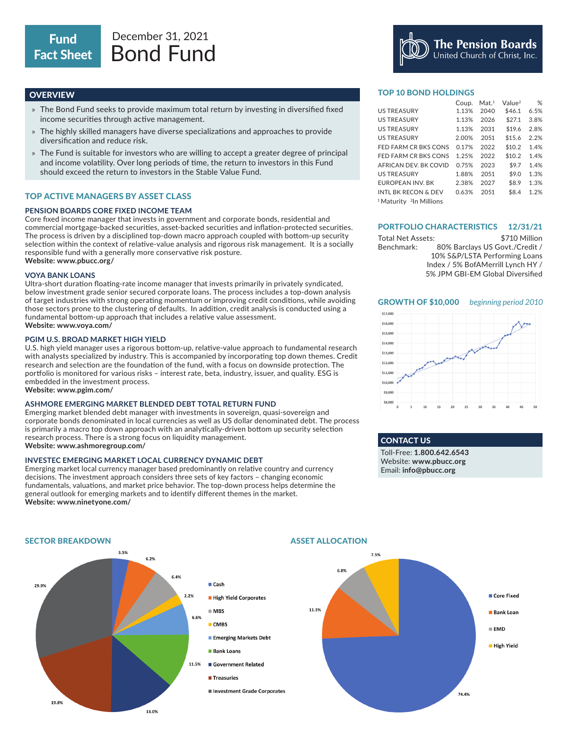# Fund Fact Sheet

December 31, 2021

# Bond Fund

The Pension Boards United Church of Christ, Inc.

## OVERVIEW

- The Bond Fund seeks to provide maximum total return by investing in diversified fixed income securities through active management.
- The highly skilled managers have diverse specializations and approaches to provide diversification and reduce risk.
- The Fund is suitable for investors who are willing to accept a greater degree of principal and income volatility. Over long periods of time, the return to investors in this Fund should exceed the return to investors in the Stable Value Fund.

## TOP ACTIVE MANAGERS BY ASSET CLASS

### PENSION BOARDS CORE FIXED INCOME TEAM

Core fixed income manager that invests in government and corporate bonds, residential and commercial mortgage-backed securities, asset-backed securities and inflation-protected securities. The process is driven by a disciplined top-down macro approach coupled with bottom-up security selection within the context of relative-value analysis and rigorous risk management. It is a socially responsible fund with a generally more conservative risk posture.

**Website: www.pbucc.org/**

### VOYA BANK LOANS

Ultra-short duration floating-rate income manager that invests primarily in privately syndicated, below investment grade senior secured corporate loans. The process includes a top-down analysis of target industries with strong operating momentum or improving credit conditions, while avoiding those sectors prone to the clustering of defaults. In addition, credit analysis is conducted using a fundamental bottom-up approach that includes a relative value assessment.

**Website: www.voya.com/**

### PGIM U.S. BROAD MARKET HIGH YIELD

U.S. high yield manager uses a rigorous bottom-up, relative-value approach to fundamental research with analysts specialized by industry. This is accompanied by incorporating top down themes. Credit research and selection are the foundation of the fund, with a focus on downside protection. The portfolio is monitored for various risks – interest rate, beta, industry, issuer, and quality. ESG is embedded in the investment process.

**Website: www.pgim.com/**

### ASHMORE EMERGING MARKET BLENDED DEBT TOTAL RETURN FUND

Emerging market blended debt manager with investments in sovereign, quasi-sovereign and corporate bonds denominated in local currencies as well as US dollar denominated debt. The process is primarily a macro top down approach with an analytically-driven bottom up security selection research process. There is a strong focus on liquidity management.

**Website: www.ashmoregroup.com/**

### INVESTEC EMERGING MARKET LOCAL CURRENCY DYNAMIC DEBT

Emerging market local currency manager based predominantly on relative country and currency decisions. The investment approach considers three sets of key factors – changing economic fundamentals, valuations, and market price behavior. The top-down process helps determine the general outlook for emerging markets and to identify different themes in the market.

**Website: www.ninetyone.com/**

## TOP 10 BOND HOLDINGS

| | Coup. | Mat.[1] | Value[2] | % |
|---|---|---|---|---|
| US TREASURY | 1.13% | 2040 | $46.1 | 6.5% |
| US TREASURY | 1.13% | 2026 | $27.1 | 3.8% |
| US TREASURY | 1.13% | 2031 | $19.6 | 2.8% |
| US TREASURY | 2.00% | 2051 | $15.6 | 2.2% |
| FED FARM CR BKS CONS | 0.17% | 2022 | $10.2 | 1.4% |
| FED FARM CR BKS CONS | 1.25% | 2022 | $10.2 | 1.4% |
| AFRICAN DEV. BK COVID | 0.75% | 2023 | $9.7 | 1.4% |
| US TREASURY | 1.88% | 2051 | $9.0 | 1.3% |
| EUROPEAN INV. BK | 2.38% | 2027 | $8.9 | 1.3% |
| INTL BK RECON & DEV | 0.63% | 2051 | $8.4 | 1.2% |

[1] Maturity [2] In Millions

## PORTFOLIO CHARACTERISTICS 12/31/21

Total Net Assets: $710 Million

Benchmark: 80% Barclays US Govt./Credit / 10% S&P/LSTA Performing Loans Index / 5% BofAMerrill Lynch HY / 5% JPM GBI-EM Global Diversified

## GROWTH OF $10,000 *beginning period 2010*

## CONTACT US

Toll-Free: **1.800.642.6543**
Website: **www.pbucc.org**
Email: **info@pbucc.org**

## SECTOR BREAKDOWN

| Sector | % |
|---|---|
| Cash | 3.5% |
| High Yield Corporates | 6.2% |
| MBS | 6.4% |
| CMBS | 2.2% |
| Emerging Markets Debt | 6.6% |
| Bank Loans | 11.5% |
| Government Related | 14.0% |
| Treasuries | 19.8% |
| Investment Grade Corporates | 29.9% |

## ASSET ALLOCATION

| Asset | % |
|---|---|
| Core Fixed | 74.4% |
| Bank Loan | 11.3% |
| EMD | 6.8% |
| High Yield | 7.5% |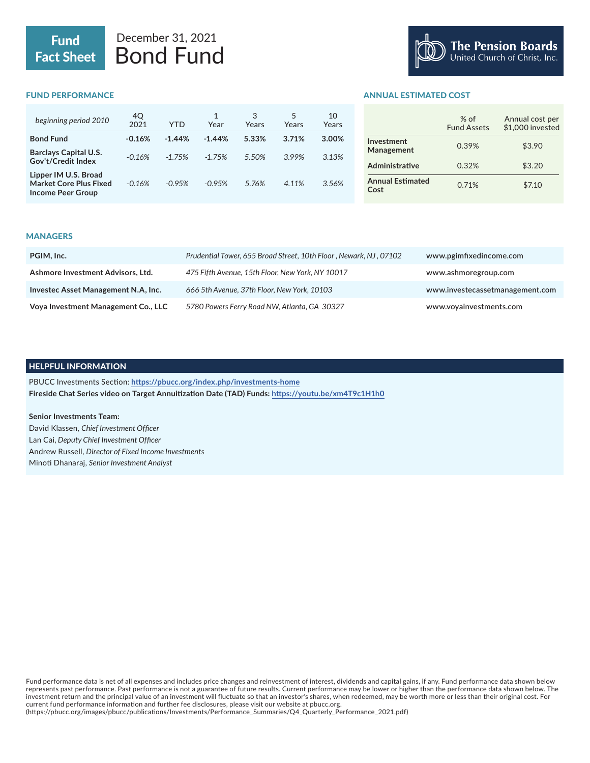Fund Fact Sheet

December 31, 2021

# Bond Fund

The Pension Boards United Church of Christ, Inc.

## FUND PERFORMANCE

| *beginning period 2010* | 4Q 2021 | YTD | 1 Year | 3 Years | 5 Years | 10 Years |
|---|---|---|---|---|---|---|
| **Bond Fund** | **-0.16%** | **-1.44%** | **-1.44%** | **5.33%** | **3.71%** | **3.00%** |
| **Barclays Capital U.S. Gov't/Credit Index** | *-0.16%* | *-1.75%* | *-1.75%* | *5.50%* | *3.99%* | *3.13%* |
| **Lipper IM U.S. Broad Market Core Plus Fixed Income Peer Group** | *-0.16%* | *-0.95%* | *-0.95%* | *5.76%* | *4.11%* | *3.56%* |

## ANNUAL ESTIMATED COST

| | % of Fund Assets | Annual cost per $1,000 invested |
|---|---|---|
| **Investment Management** | 0.39% | $3.90 |
| **Administrative** | 0.32% | $3.20 |
| **Annual Estimated Cost** | 0.71% | $7.10 |

## MANAGERS

| | | |
|---|---|---|
| **PGIM, Inc.** | *Prudential Tower, 655 Broad Street, 10th Floor , Newark, NJ , 07102* | www.pgimfixedincome.com |
| **Ashmore Investment Advisors, Ltd.** | *475 Fifth Avenue, 15th Floor, New York, NY 10017* | www.ashmoregroup.com |
| **Investec Asset Management N.A, Inc.** | *666 5th Avenue, 37th Floor, New York, 10103* | www.investecassetmanagement.com |
| **Voya Investment Management Co., LLC** | *5780 Powers Ferry Road NW, Atlanta, GA 30327* | www.voyainvestments.com |

## HELPFUL INFORMATION

PBUCC Investments Section: **https://pbucc.org/index.php/investments-home**

**Fireside Chat Series video on Target Annuitization Date (TAD) Funds: https://youtu.be/xm4T9c1H1h0**

**Senior Investments Team:**

David Klassen, *Chief Investment Officer*

Lan Cai, *Deputy Chief Investment Officer*

Andrew Russell, *Director of Fixed Income Investments*

Minoti Dhanaraj, *Senior Investment Analyst*

Fund performance data is net of all expenses and includes price changes and reinvestment of interest, dividends and capital gains, if any. Fund performance data shown below represents past performance. Past performance is not a guarantee of future results. Current performance may be lower or higher than the performance data shown below. The investment return and the principal value of an investment will fluctuate so that an investor's shares, when redeemed, may be worth more or less than their original cost. For current fund performance information and further fee disclosures, please visit our website at pbucc.org.
(https://pbucc.org/images/pbucc/publications/Investments/Performance_Summaries/Q4_Quarterly_Performance_2021.pdf)